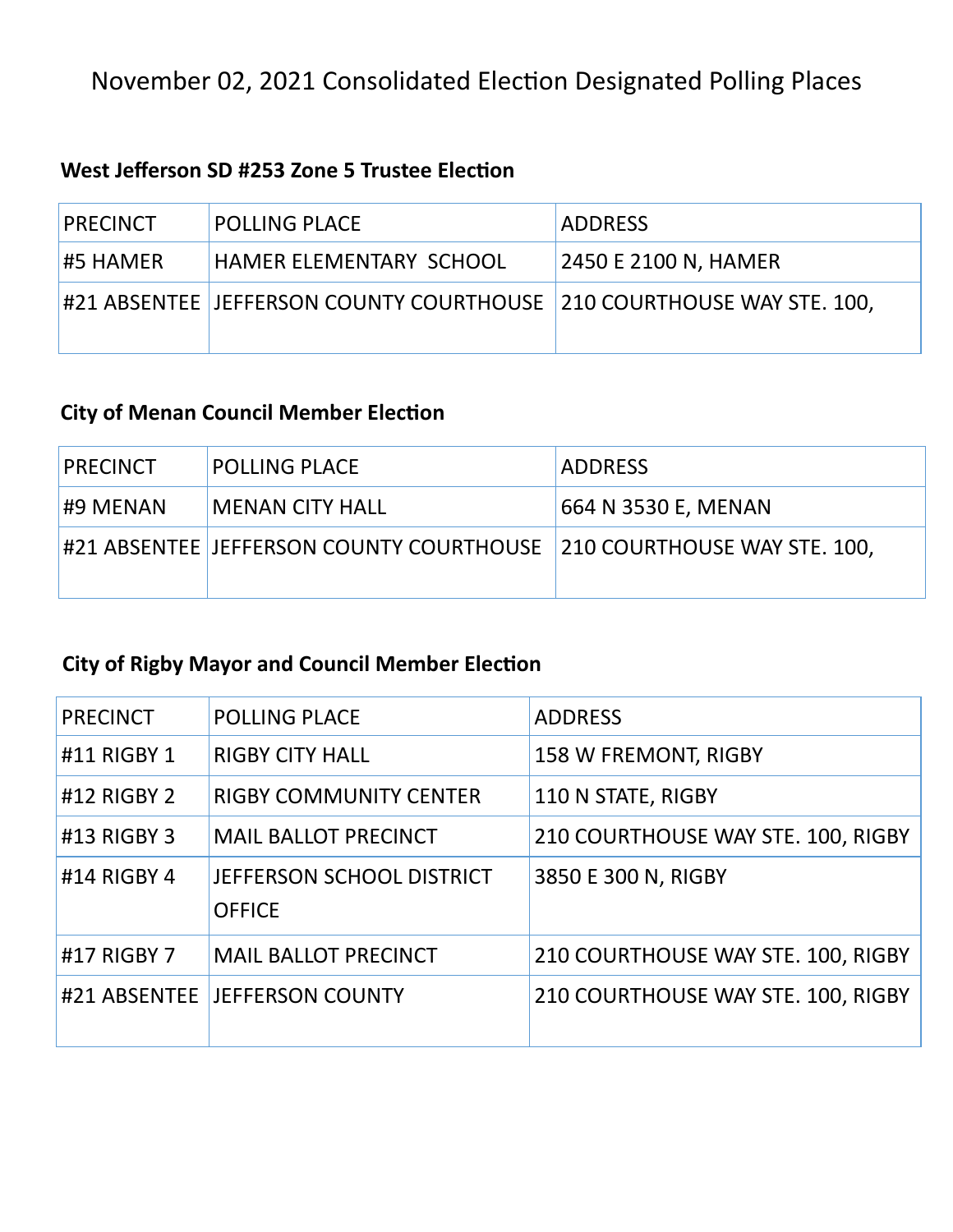# November 02, 2021 Consolidated Election Designated Polling Places

### West Jefferson SD #253 Zone 5 Trustee Election

| PRECINCT | POLLING PLACE | ADDRESS |
|---|---|---|
| #5 HAMER | HAMER ELEMENTARY SCHOOL | 2450 E 2100 N, HAMER |
| #21 ABSENTEE | JEFFERSON COUNTY COURTHOUSE | 210 COURTHOUSE WAY STE. 100, |

### City of Menan Council Member Election

| PRECINCT | POLLING PLACE | ADDRESS |
|---|---|---|
| #9 MENAN | MENAN CITY HALL | 664 N 3530 E, MENAN |
| #21 ABSENTEE | JEFFERSON COUNTY COURTHOUSE | 210 COURTHOUSE WAY STE. 100, |

### City of Rigby Mayor and Council Member Election

| PRECINCT | POLLING PLACE | ADDRESS |
|---|---|---|
| #11 RIGBY 1 | RIGBY CITY HALL | 158 W FREMONT, RIGBY |
| #12 RIGBY 2 | RIGBY COMMUNITY CENTER | 110 N STATE, RIGBY |
| #13 RIGBY 3 | MAIL BALLOT PRECINCT | 210 COURTHOUSE WAY STE. 100, RIGBY |
| #14 RIGBY 4 | JEFFERSON SCHOOL DISTRICT OFFICE | 3850 E 300 N, RIGBY |
| #17 RIGBY 7 | MAIL BALLOT PRECINCT | 210 COURTHOUSE WAY STE. 100, RIGBY |
| #21 ABSENTEE | JEFFERSON COUNTY | 210 COURTHOUSE WAY STE. 100, RIGBY |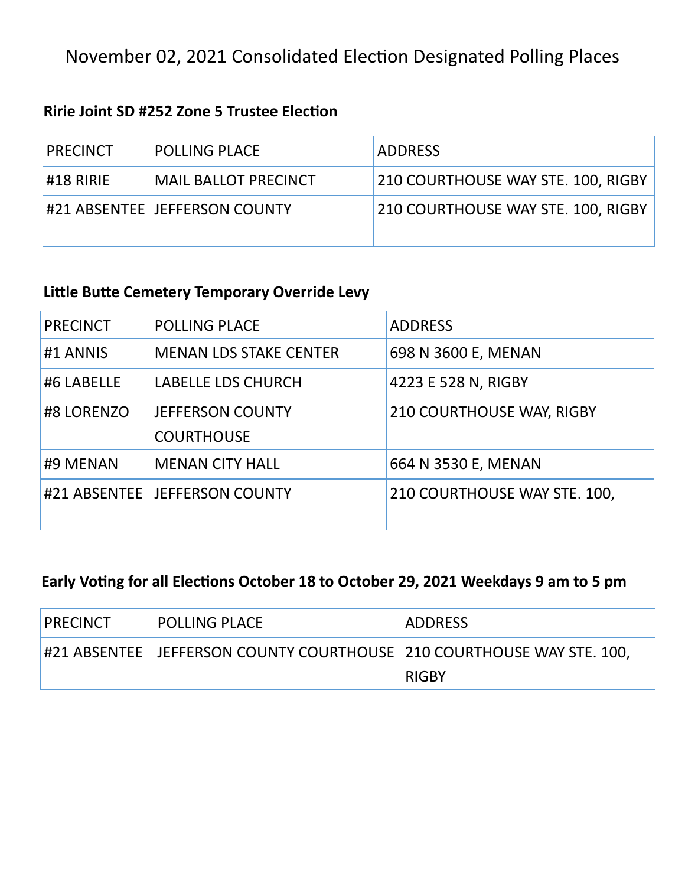# November 02, 2021 Consolidated Election Designated Polling Places

**Ririe Joint SD #252 Zone 5 Trustee Election**

| PRECINCT | POLLING PLACE | ADDRESS |
|---|---|---|
| #18 RIRIE | MAIL BALLOT PRECINCT | 210 COURTHOUSE WAY STE. 100, RIGBY |
| #21 ABSENTEE | JEFFERSON COUNTY | 210 COURTHOUSE WAY STE. 100, RIGBY |

**Little Butte Cemetery Temporary Override Levy**

| PRECINCT | POLLING PLACE | ADDRESS |
|---|---|---|
| #1 ANNIS | MENAN LDS STAKE CENTER | 698 N 3600 E, MENAN |
| #6 LABELLE | LABELLE LDS CHURCH | 4223 E 528 N, RIGBY |
| #8 LORENZO | JEFFERSON COUNTY COURTHOUSE | 210 COURTHOUSE WAY, RIGBY |
| #9 MENAN | MENAN CITY HALL | 664 N 3530 E, MENAN |
| #21 ABSENTEE | JEFFERSON COUNTY | 210 COURTHOUSE WAY STE. 100, |

**Early Voting for all Elections October 18 to October 29, 2021 Weekdays 9 am to 5 pm**

| PRECINCT | POLLING PLACE | ADDRESS |
|---|---|---|
| #21 ABSENTEE | JEFFERSON COUNTY COURTHOUSE | 210 COURTHOUSE WAY STE. 100, RIGBY |